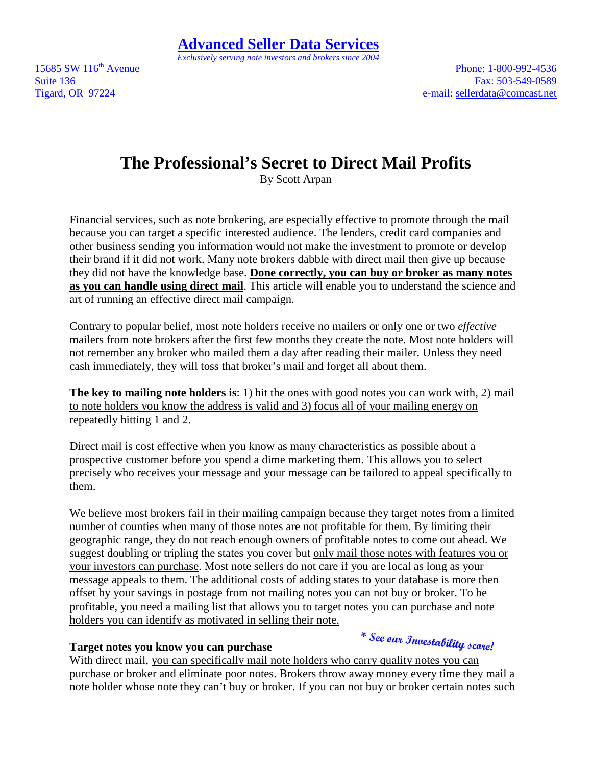**Advanced Seller Data Services**

*Exclusively serving note investors and brokers since 2004*

15685 SW 116th Avenue
Suite 136
Tigard, OR 97224

Phone: 1-800-992-4536
Fax: 503-549-0589
e-mail: sellerdata@comcast.net

# The Professional's Secret to Direct Mail Profits

By Scott Arpan

Financial services, such as note brokering, are especially effective to promote through the mail because you can target a specific interested audience. The lenders, credit card companies and other business sending you information would not make the investment to promote or develop their brand if it did not work. Many note brokers dabble with direct mail then give up because they did not have the knowledge base. **Done correctly, you can buy or broker as many notes as you can handle using direct mail**. This article will enable you to understand the science and art of running an effective direct mail campaign.

Contrary to popular belief, most note holders receive no mailers or only one or two *effective* mailers from note brokers after the first few months they create the note. Most note holders will not remember any broker who mailed them a day after reading their mailer. Unless they need cash immediately, they will toss that broker's mail and forget all about them.

**The key to mailing note holders is**: 1) hit the ones with good notes you can work with, 2) mail to note holders you know the address is valid and 3) focus all of your mailing energy on repeatedly hitting 1 and 2.

Direct mail is cost effective when you know as many characteristics as possible about a prospective customer before you spend a dime marketing them. This allows you to select precisely who receives your message and your message can be tailored to appeal specifically to them.

We believe most brokers fail in their mailing campaign because they target notes from a limited number of counties when many of those notes are not profitable for them. By limiting their geographic range, they do not reach enough owners of profitable notes to come out ahead. We suggest doubling or tripling the states you cover but only mail those notes with features you or your investors can purchase. Most note sellers do not care if you are local as long as your message appeals to them. The additional costs of adding states to your database is more then offset by your savings in postage from not mailing notes you can not buy or broker. To be profitable, you need a mailing list that allows you to target notes you can purchase and note holders you can identify as motivated in selling their note.

### Target notes you know you can purchase

*\* See our Investability score!*

With direct mail, you can specifically mail note holders who carry quality notes you can purchase or broker and eliminate poor notes. Brokers throw away money every time they mail a note holder whose note they can't buy or broker. If you can not buy or broker certain notes such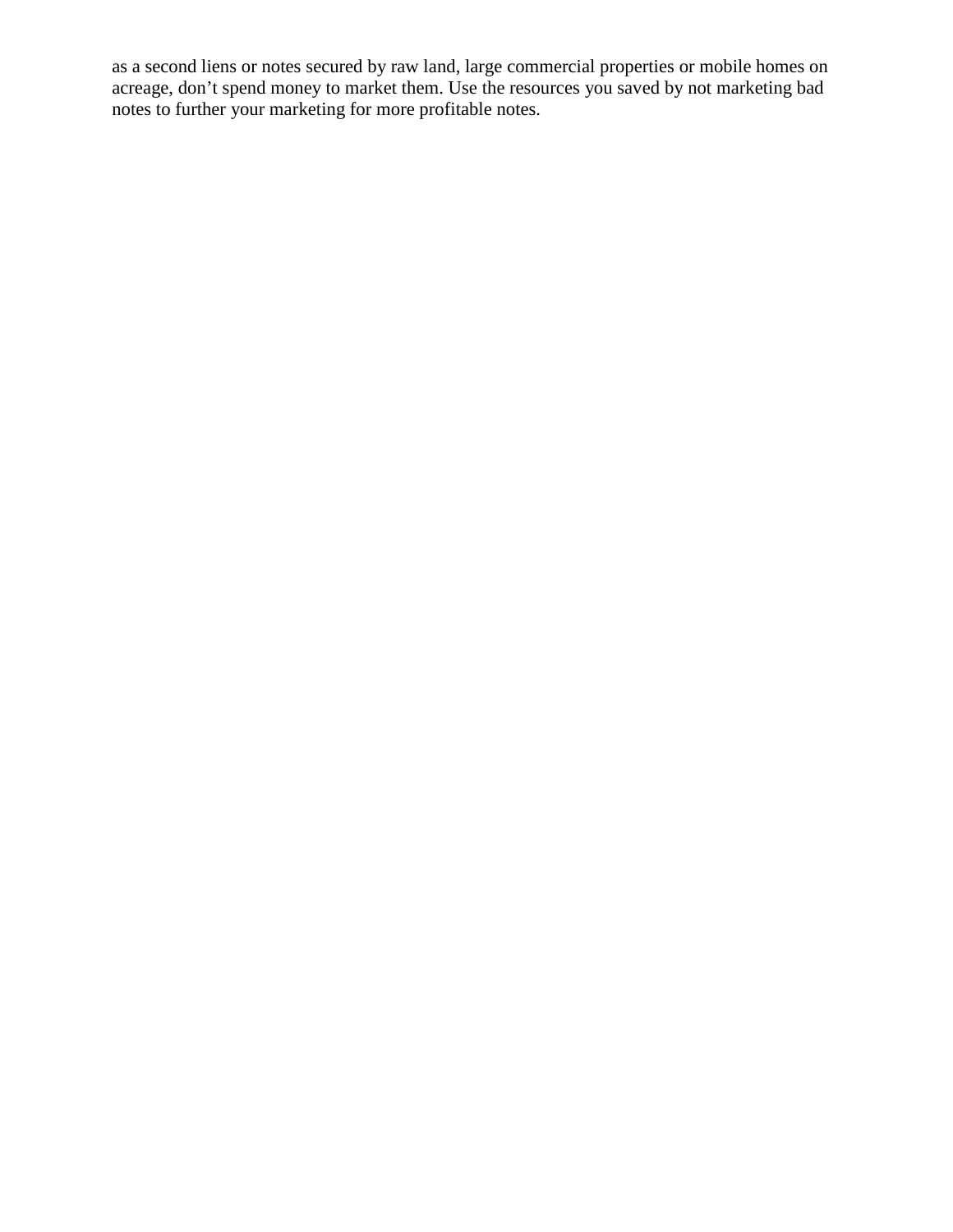as a second liens or notes secured by raw land, large commercial properties or mobile homes on acreage, don't spend money to market them. Use the resources you saved by not marketing bad notes to further your marketing for more profitable notes.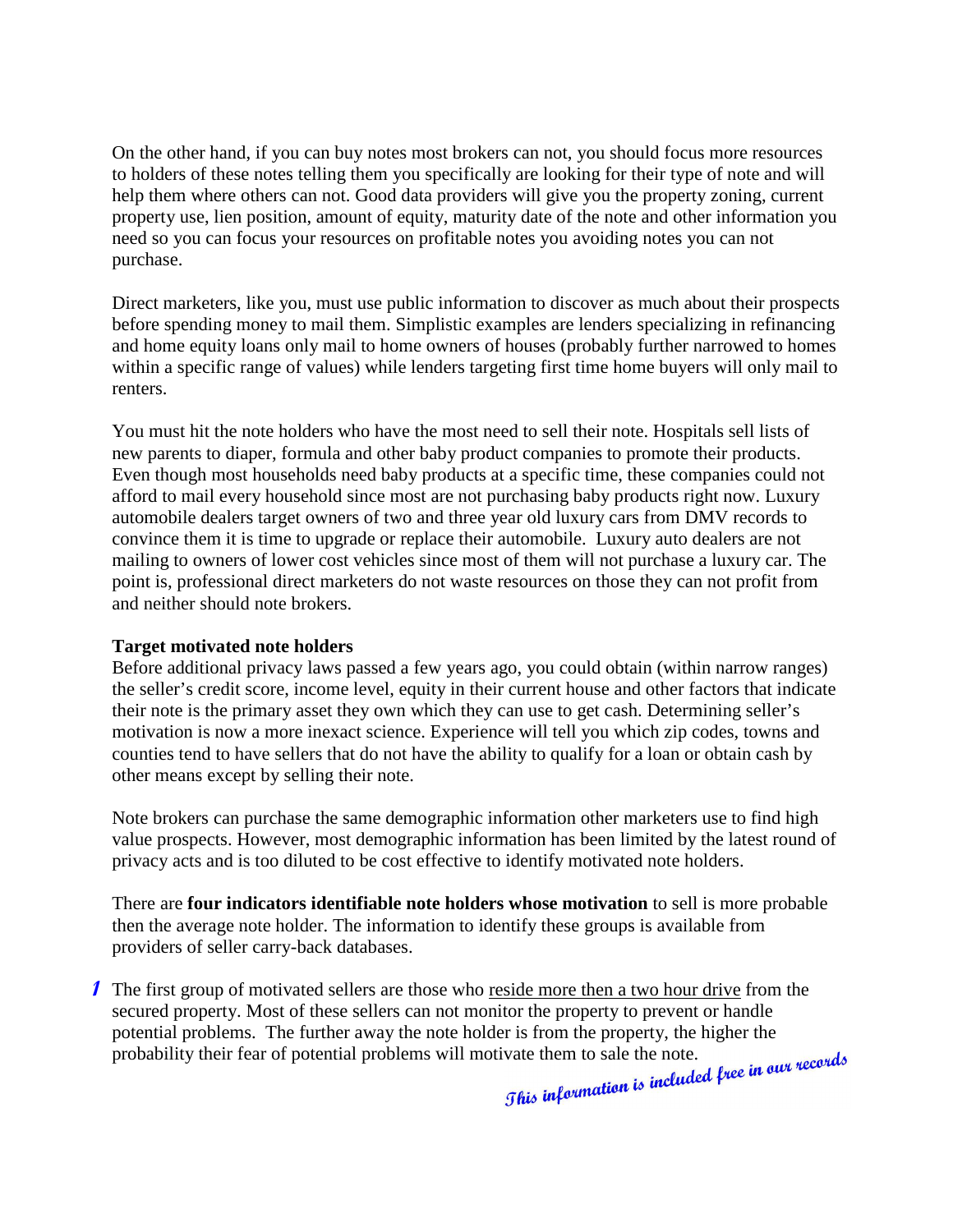On the other hand, if you can buy notes most brokers can not, you should focus more resources to holders of these notes telling them you specifically are looking for their type of note and will help them where others can not. Good data providers will give you the property zoning, current property use, lien position, amount of equity, maturity date of the note and other information you need so you can focus your resources on profitable notes you avoiding notes you can not purchase.

Direct marketers, like you, must use public information to discover as much about their prospects before spending money to mail them. Simplistic examples are lenders specializing in refinancing and home equity loans only mail to home owners of houses (probably further narrowed to homes within a specific range of values) while lenders targeting first time home buyers will only mail to renters.

You must hit the note holders who have the most need to sell their note. Hospitals sell lists of new parents to diaper, formula and other baby product companies to promote their products. Even though most households need baby products at a specific time, these companies could not afford to mail every household since most are not purchasing baby products right now. Luxury automobile dealers target owners of two and three year old luxury cars from DMV records to convince them it is time to upgrade or replace their automobile. Luxury auto dealers are not mailing to owners of lower cost vehicles since most of them will not purchase a luxury car. The point is, professional direct marketers do not waste resources on those they can not profit from and neither should note brokers.

**Target motivated note holders**

Before additional privacy laws passed a few years ago, you could obtain (within narrow ranges) the seller's credit score, income level, equity in their current house and other factors that indicate their note is the primary asset they own which they can use to get cash. Determining seller's motivation is now a more inexact science. Experience will tell you which zip codes, towns and counties tend to have sellers that do not have the ability to qualify for a loan or obtain cash by other means except by selling their note.

Note brokers can purchase the same demographic information other marketers use to find high value prospects. However, most demographic information has been limited by the latest round of privacy acts and is too diluted to be cost effective to identify motivated note holders.

There are **four indicators identifiable note holders whose motivation** to sell is more probable then the average note holder. The information to identify these groups is available from providers of seller carry-back databases.

1. The first group of motivated sellers are those who reside more then a two hour drive from the secured property. Most of these sellers can not monitor the property to prevent or handle potential problems. The further away the note holder is from the property, the higher the probability their fear of potential problems will motivate them to sale the note.

*This information is included free in our records*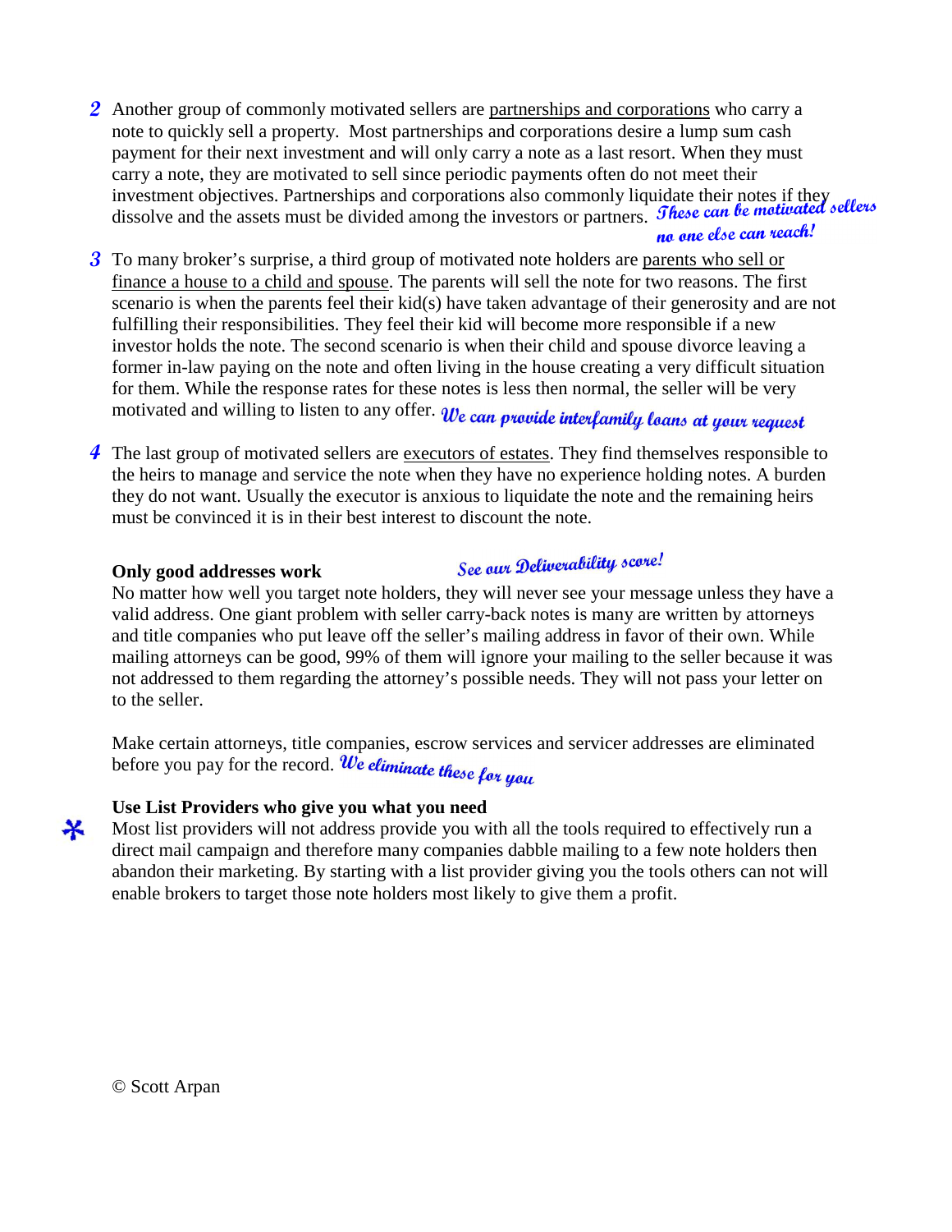2 Another group of commonly motivated sellers are <u>partnerships and corporations</u> who carry a note to quickly sell a property. Most partnerships and corporations desire a lump sum cash payment for their next investment and will only carry a note as a last resort. When they must carry a note, they are motivated to sell since periodic payments often do not meet their investment objectives. Partnerships and corporations also commonly liquidate their notes if they dissolve and the assets must be divided among the investors or partners. *These can be motivated sellers no one else can reach!*

3 To many broker's surprise, a third group of motivated note holders are <u>parents who sell or finance a house to a child and spouse</u>. The parents will sell the note for two reasons. The first scenario is when the parents feel their kid(s) have taken advantage of their generosity and are not fulfilling their responsibilities. They feel their kid will become more responsible if a new investor holds the note. The second scenario is when their child and spouse divorce leaving a former in-law paying on the note and often living in the house creating a very difficult situation for them. While the response rates for these notes is less then normal, the seller will be very motivated and willing to listen to any offer. *We can provide interfamily loans at your request*

4 The last group of motivated sellers are <u>executors of estates</u>. They find themselves responsible to the heirs to manage and service the note when they have no experience holding notes. A burden they do not want. Usually the executor is anxious to liquidate the note and the remaining heirs must be convinced it is in their best interest to discount the note.

**Only good addresses work** *See our Deliverability score!*

No matter how well you target note holders, they will never see your message unless they have a valid address. One giant problem with seller carry-back notes is many are written by attorneys and title companies who put leave off the seller's mailing address in favor of their own. While mailing attorneys can be good, 99% of them will ignore your mailing to the seller because it was not addressed to them regarding the attorney's possible needs. They will not pass your letter on to the seller.

Make certain attorneys, title companies, escrow services and servicer addresses are eliminated before you pay for the record. *We eliminate these for you*

**Use List Providers who give you what you need**

* Most list providers will not address provide you with all the tools required to effectively run a direct mail campaign and therefore many companies dabble mailing to a few note holders then abandon their marketing. By starting with a list provider giving you the tools others can not will enable brokers to target those note holders most likely to give them a profit.

© Scott Arpan